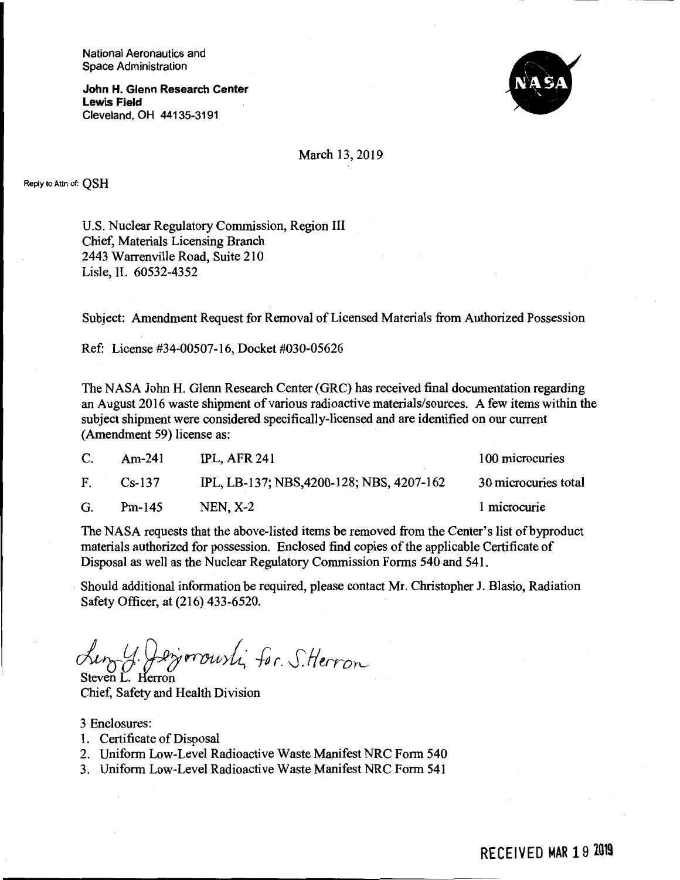National Aeronautics and
Space Administration

**John H. Glenn Research Center**
**Lewis Field**
Cleveland, OH 44135-3191

March 13, 2019

Reply to Attn of: QSH

U.S. Nuclear Regulatory Commission, Region III
Chief, Materials Licensing Branch
2443 Warrenville Road, Suite 210
Lisle, IL 60532-4352

Subject: Amendment Request for Removal of Licensed Materials from Authorized Possession

Ref: License #34-00507-16, Docket #030-05626

The NASA John H. Glenn Research Center (GRC) has received final documentation regarding an August 2016 waste shipment of various radioactive materials/sources. A few items within the subject shipment were considered specifically-licensed and are identified on our current (Amendment 59) license as:

| | | | |
|---|---|---|---|
| C. | Am-241 | IPL, AFR 241 | 100 microcuries |
| F. | Cs-137 | IPL, LB-137; NBS,4200-128; NBS, 4207-162 | 30 microcuries total |
| G. | Pm-145 | NEN, X-2 | 1 microcurie |

The NASA requests that the above-listed items be removed from the Center's list of byproduct materials authorized for possession. Enclosed find copies of the applicable Certificate of Disposal as well as the Nuclear Regulatory Commission Forms 540 and 541.

Should additional information be required, please contact Mr. Christopher J. Blasio, Radiation Safety Officer, at (216) 433-6520.

Lucy G. Jejmowski for S. Herron

Steven L. Herron
Chief, Safety and Health Division

3 Enclosures:

1. Certificate of Disposal
2. Uniform Low-Level Radioactive Waste Manifest NRC Form 540
3. Uniform Low-Level Radioactive Waste Manifest NRC Form 541

RECEIVED MAR 19 2019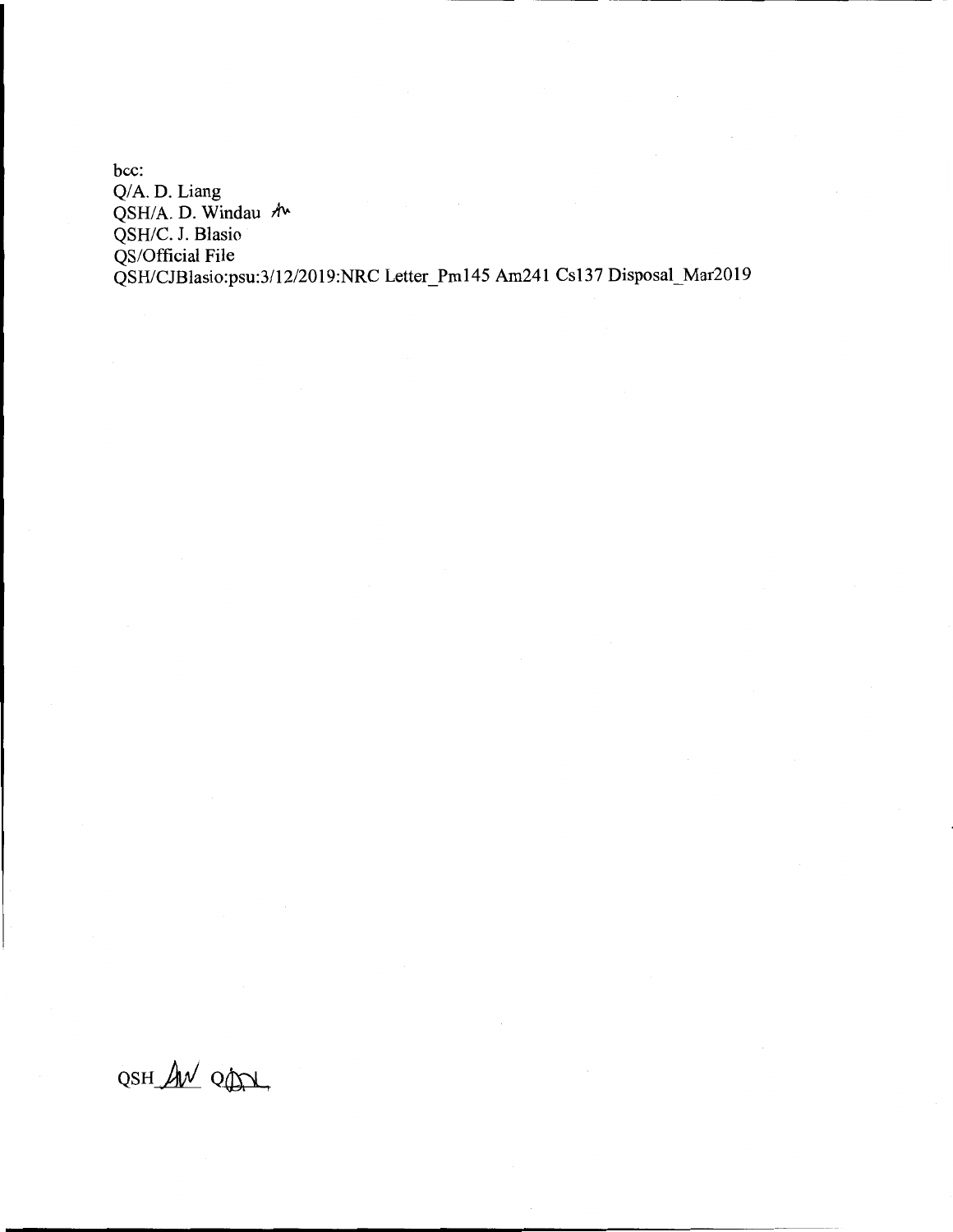bcc:
Q/A. D. Liang
QSH/A. D. Windau
QSH/C. J. Blasio
QS/Official File
QSH/CJBlasio:psu:3/12/2019:NRC Letter_Pm145 Am241 Cs137 Disposal_Mar2019

QSH_AW_ Q_DL_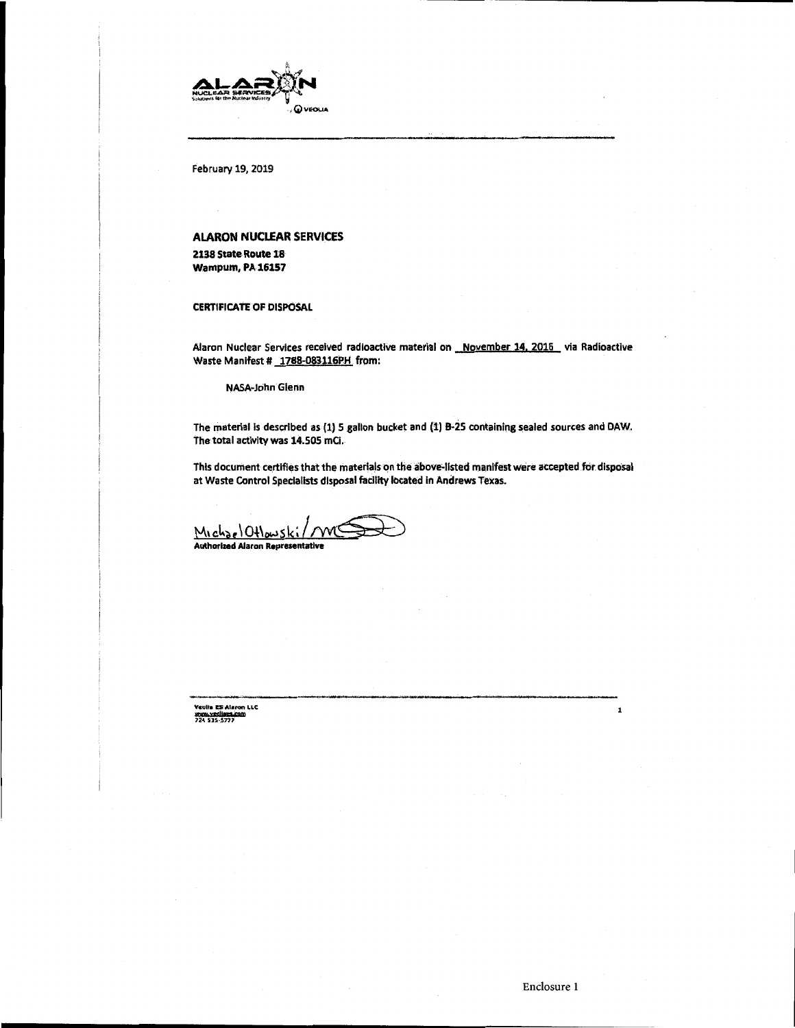February 19, 2019

**ALARON NUCLEAR SERVICES**

**2138 State Route 18**
**Wampum, PA 16157**

**CERTIFICATE OF DISPOSAL**

Alaron Nuclear Services received radioactive material on November 14, 2016 via Radioactive Waste Manifest # 1788-083116PH from:

NASA-John Glenn

The material is described as (1) 5 gallon bucket and (1) B-25 containing sealed sources and DAW. The total activity was 14.505 mCi.

This document certifies that the materials on the above-listed manifest were accepted for disposal at Waste Control Specialists disposal facility located in Andrews Texas.

Michael Otlowski / MO

**Authorized Alaron Representative**

Veolia ES Alaron LLC
www.veoliaes.com
724 535-5777

Enclosure 1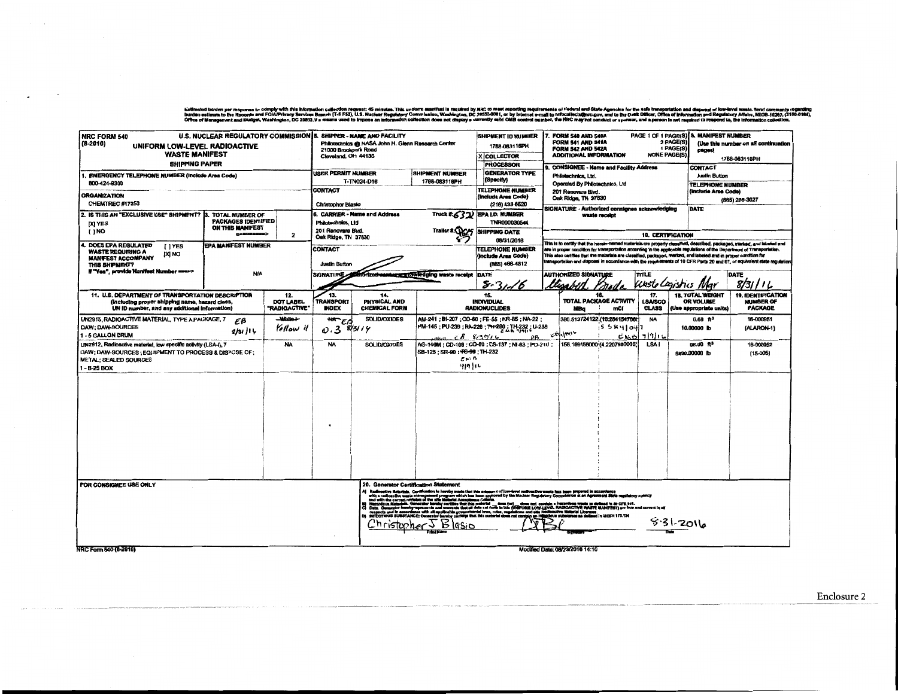Estimated burden per response to comply with this information collection request: 45 minutes. This uniform manifest is required by NRC to meet reporting requirements of Federal and State Agencies for the safe transportation and disposal of low-level waste. Send comments regarding burden estimate to the Records and FOIA/Privacy Services Branch (T-5 F52), U.S. Nuclear Regulatory Commission, Washington, DC 20555-0001, or by internet e-mail to infocollects@nrc.gov, and to the Desk Officer, Office of Information and Regulatory Affairs, NEOB-10202, (3150-0164), Office of Management and Budget, Washington, DC 20503. If a means used to impose an information collection does not display a currently valid OMB control number, the NRC may not conduct or sponsor, and a person is not required to respond to, the information collection.

**NRC FORM 540 (8-2010)** — U.S. NUCLEAR REGULATORY COMMISSION

# UNIFORM LOW-LEVEL RADIOACTIVE WASTE MANIFEST SHIPPING PAPER

**1. EMERGENCY TELEPHONE NUMBER (Include Area Code):** 800-424-9300

**ORGANIZATION:** CHEMTREC #17253

**2. IS THIS AN "EXCLUSIVE USE" SHIPMENT?** [X] YES [ ] NO

**3. TOTAL NUMBER OF PACKAGES IDENTIFIED ON THIS MANIFEST:** 2

**4. DOES EPA REGULATED WASTE REQUIRING A MANIFEST ACCOMPANY THIS SHIPMENT?** [ ] YES [X] NO — If "Yes", provide Manifest Number

**EPA MANIFEST NUMBER:** N/A

**5. SHIPPER - NAME AND FACILITY:** Philotechnics @ NASA John H. Glenn Research Center, 21000 Brookpark Road, Cleveland, OH 44135

**SHIPMENT ID NUMBER:** 1788-083116PH

[X] COLLECTOR
[ ] PROCESSOR
[ ] GENERATOR TYPE (Specify)

**USER PERMIT NUMBER:** T-TN024-D16

**SHIPMENT NUMBER:** 1788-083116PH

**CONTACT:** Christopher Blasio

**TELEPHONE NUMBER (Include Area Code):** (216) 433-6520

**6. CARRIER - Name and Address:** Philotechnics, Ltd, 201 Renovare Blvd., Oak Ridge, TN 37830

Truck #: 632 Trailer #: 27

**EPA I.D. NUMBER:** TNR000030544

**SHIPPING DATE:** 08/31/2016

**CONTACT:** Justin Button

**TELEPHONE NUMBER (Include Area Code):** (865) 466-4812

**SIGNATURE - Authorized carrier acknowledging waste receipt:** [signature] **DATE:** 8-31-16

**7. FORM 540 AND 540A:** PAGE 1 OF 1 PAGE(S); **FORM 541 AND 541A:** 2 PAGE(S); **FORM 542 AND 542A:** 1 PAGE(S); **ADDITIONAL INFORMATION:** NONE PAGE(S)

**8. MANIFEST NUMBER** (Use this number on all continuation pages): 1788-083116PH

**9. CONSIGNEE - Name and Facility Address:** Philotechnics, Ltd., Operated By Philotechnics, Ltd, 201 Renovare Blvd., Oak Ridge, TN 37830

**CONTACT:** Justin Button

**TELEPHONE NUMBER (Include Area Code):** (865) 285-3027

**SIGNATURE - Authorized consignee acknowledging waste receipt:** **DATE:**

**10. CERTIFICATION**

This is to certify that the herein-named materials are properly classified, described, packaged, marked, and labeled and are in proper condition for transportation according to the applicable regulations of the Department of Transportation. This also certifies that the materials are classified, packaged, marked, and labeled and in proper condition for transportation and disposal in accordance with the requirements of 10 CFR Parts 20 and 61, or equivalent state regulation.

**AUTHORIZED SIGNATURE:** Elizabeth Breda **TITLE:** Waste Logistics Mgr **DATE:** 8/31/16

| 11. U.S. DEPARTMENT OF TRANSPORTATION DESCRIPTION (Including proper shipping name, hazard class, UN ID number, and any additional information) | 12. DOT LABEL "RADIOACTIVE" | 13. TRANSPORT INDEX | 14. PHYSICAL AND CHEMICAL FORM | 15. INDIVIDUAL RADIONUCLIDES | 16. TOTAL PACKAGE ACTIVITY MBq | 16. mCi | 17. LSA/SCO CLASS | 18. TOTAL WEIGHT OR VOLUME (Use appropriate units) | 19. IDENTIFICATION NUMBER OF PACKAGE |
|---|---|---|---|---|---|---|---|---|---|
| UN2915, RADIOACTIVE MATERIAL, TYPE A PACKAGE, 7 EB 8/31/16; DAW; DAW-SOURCES; 1 - 5 GALLON DRUM | ~~White I~~ Yellow II | ~~NA~~ EB 0.3 8/31/16 | SOLID/OXIDES | AM-241 ; BI-207 ; CO-60 ; FE-55 ; KR-85 ; NA-22 ; PM-145 ; PU-239 ; RA-226 ; ~~TH-230~~ ; TH-232 ; U-238 (EB 9/9/16; PB) | 380.5137241221 (10.28415470) EB 9/9/16 | 5.58410417 EB 9/9/16 | NA | 0.68 ft³ 10.00000 lb | 16-000951 (ALARON-1) |
| UN2912, Radioactive material, low specific activity (LSA-I), 7; DAW; DAW-SOURCES ; EQUIPMENT TO PROCESS & DISPOSE OF; METAL; SEALED SOURCES; 1 - B-25 BOX | NA | NA | SOLID/OXIDES | AG-108M ; CD-109 ; CO-60 ; CS-137 ; NI-63 ; PO-210 ; SB-125 ; SR-90 ; ~~TC-99~~ ; TH-232 (EB 9/9/16) | 156.1691560000 | 4.2207980000 | LSA I | 96.00 ft³ 8400.00000 lb | 16-000952 (15-005) |

**FOR CONSIGNEE USE ONLY**

**20. Generator Certification Statement**

A) Radioactive Materials. Certification is hereby made that this shipment of low-level radioactive waste has been prepared in accordance with a radioactive waste management program which has been approved by the Nuclear Regulatory Commission or an Agreement State regulatory agency and with the current revision of the site Material Acceptance Criteria.
B) Hazardous Materials. Generator hereby certifies that this material ___ does (or) ___ does not contain a hazardous waste as defined in 40 CFR 261.
C) Data. Generator hereby represents and warrants that all data set forth in this (UNIFORM LOW-LEVEL RADIOACTIVE WASTE MANIFEST) are true and correct in all respects and in accordance with all applicable governmental laws, rules, regulations and site Radioactive Material Licenses.
D) INFECTIOUS SUBSTANCE: Generator hereby certifies that this material does not contain an infectious substance as defined in 49CFR 173.134

Christopher J Blasio (Print Name) — [Signature] — 8-31-2016 (Date)

NRC Form 540 (8-2010)

Modified Date: 08/23/2016 14:10

Enclosure 2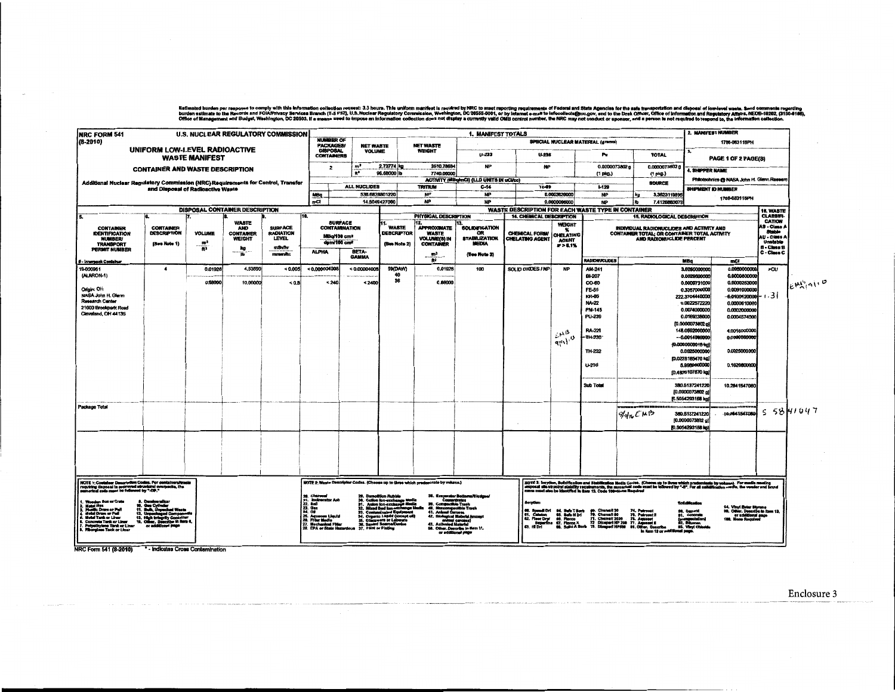Estimated burden per response to comply with this information collection request: 3.3 hours. This uniform manifest is required by NRC to meet reporting requirements of Federal and State Agencies for the safe transportation and disposal of low-level waste. Send comments regarding burden estimate to the Records and FOIA/Privacy Services Branch (T-5 F52), U.S. Nuclear Regulatory Commission, Washington, DC 20555-0001, or by internet e-mail to infocollects@nrc.gov, and to the Desk Officer, Office of Information and Regulatory Affairs, NEOB-10202, (3150-0166), Office of Management and Budget, Washington, DC 20503. If a means used to impose an information collection does not display a currently valid OMB control number, the NRC may not conduct or sponsor, and a person is not required to respond to, the information collection.

**NRC FORM 541 (8-2010)** — U.S. NUCLEAR REGULATORY COMMISSION

# UNIFORM LOW-LEVEL RADIOACTIVE WASTE MANIFEST

## CONTAINER AND WASTE DESCRIPTION

Additional Nuclear Regulatory Commission (NRC) Requirements for Control, Transfer and Disposal of Radioactive Waste

**1. MANIFEST TOTALS**

| NUMBER OF PACKAGES/ DISPOSAL CONTAINERS | NET WASTE VOLUME | NET WASTE WEIGHT | U-233 | U-235 | Pu | TOTAL |
|---|---|---|---|---|---|---|
| 2 | 2.73774 m³ / 96.68000 ft³ | 3510.78694 kg / 7740.00000 lb | NP | NP | 0.0000073802 g (1 pkg.) | 0.0000073802 g (1 pkg.) |

ACTIVITY (MBq/mCi) (LLD UNITS IN uCi/cc)

| | ALL NUCLIDES | TRITIUM | C-14 | Tc-99 | I-129 | SOURCE |
|---|---|---|---|---|---|---|
| MBq | 536.6828801220 | NP | NP | 0.0003626000 | NP | kg 3.3623119896 |
| mCi | 14.5046427060 | NP | NP | 0.0000098000 | NP | lb 7.4126880073 |

**2. MANIFEST NUMBER:** 1766-083116PH

**3.** PAGE 1 OF 2 PAGE(S)

**4. SHIPPER NAME:** Philotechnics @ NASA John H. Glenn Research

**SHIPMENT ID NUMBER:** 1766-083116PH

**DISPOSAL CONTAINER DESCRIPTION / WASTE DESCRIPTION FOR EACH WASTE TYPE IN CONTAINER**

| 5. CONTAINER IDENTIFICATION NUMBER/ TRANSPORT PERMIT NUMBER | 6. CONTAINER DESCRIPTION (See Note 1) | 7. VOLUME m³ / ft³ | 8. WASTE AND CONTAINER WEIGHT kg / lb | 9. SURFACE RADIATION LEVEL mSv/hr / mrem/hr | 10. SURFACE CONTAMINATION ALPHA (MBq/100 cm² / dpm/100 cm²) | BETA-GAMMA | 11. WASTE DESCRIPTOR (See Note 2) | 12. APPROXIMATE WASTE VOLUME(S) IN CONTAINER m³ / ft³ | 13. SOLIDIFICATION OR STABILIZATION MEDIA (See Note 3) | 14. CHEMICAL FORM/ CHELATING AGENT | WEIGHT % CHELATING AGENT if > 0.1% | 15. RADIONUCLIDES | MBq | mCi | 16. WASTE CLASSIFICATION |
|---|---|---|---|---|---|---|---|---|---|---|---|---|---|---|---|
| 19-000951 (ALARON-1) | 4 | 0.01926 | 4.53590 | < 0.005 | < 0.000004008 | < 0.00004008 | 59(DAW) 40 36 | 0.01926 | 100 | SOLID OXIDES / NP | NP | AM-241 | 3.8260000000 | 0.0980000000 | >CU |
| | | 0.68000 | 10.00000 | < 0.5 | < 240 | < 2400 | | 0.68000 | | | | BI-207 | 0.0029600000 | 0.0000800000 | |
| Origin: OH | | | | | | | | | | | | CO-60 | 0.0009731000 | 0.0000263000 | |
| NASA John H. Glenn Research Center | | | | | | | | | | | | FE-55 | 0.3367000000 | 0.0091000000 | |
| 21000 Brookpark Road | | | | | | | | | | | | KR-85 | 222.3704440000 | 6.0100120000 | |
| Cleveland, OH 44135 | | | | | | | | | | | | NA-22 | 0.0022572220 | 0.0000610000 | |
| | | | | | | | | | | | | PM-145 | 0.0074000000 | 0.0002000000 | |
| | | | | | | | | | | | | PU-239 | 0.0169238000 | 0.0004574000 | |
| | | | | | | | | | | | | | [0.0000073802 g] | | |
| | | | | | | | | | | | | RA-226 | 148.0592000000 | 4.0016000000 | |
| | | | | | | | | | | | | TH-230 | 0.0014060000 | 0.0000380000 | |
| | | | | | | | | | | | | | [0.0000000019 kg] | | |
| | | | | | | | | | | | | TH-232 | 0.0925000000 | 0.0025000000 | |
| | | | | | | | | | | | | | [0.0228185470 kg] | | |
| | | | | | | | | | | | | U-238 | 5.9939600000 | 0.1620000000 | |
| | | | | | | | | | | | | | [0.4826107870 kg] | | |
| | | | | | | | | | | | | Sub Total | 380.5137241220 | 10.2841547060 | |
| | | | | | | | | | | | | | [0.0000073802 g] | | |
| | | | | | | | | | | | | | [0.5054293158 kg] | | |
| Package Total | | | | | | | | | | | | | 380.5137241220 | 10.2841547060 | |
| | | | | | | | | | | | | | [0.0000073802 g] | | |
| | | | | | | | | | | | | | [0.5054293158 kg] | | |

Handwritten annotations: "EMB 9/1/16" (multiple places); "1.31" next to KR-85 mCi value; "5.58" next to Package Total mCi (struck through "10.2841547060"); "EMB 9/1/16".

**16. WASTE CLASSIFICATION:** AS - Class A Stable; AU - Class A Unstable; B - Class B; C - Class C

**NOTE 1:** Container Description Codes. For containers/waste requiring disposal in approved structural overpacks, the numerical code must be followed by "-OP."

1. Wooden Box or Crate
2. Metal Box
3. Plastic Drum or Pail
4. Metal Drum or Pail
5. Concrete Tank or Liner
6. Metal Tank or Liner
7. Polyethylene Tank or Liner
8. Fiberglass Tank or Liner
9. Demineralizer
10. Gas Cylinder
11. Bulk, Unpacked Waste
12. Unpackaged Components
13. High Integrity Container
14. Other, Describe in Item 6, or additional page

**NOTE 2:** Waste Descriptor Codes. (Choose up to three which predominate by volume.)

20. Charcoal
21. Incinerator Ash
22. Soil
23. Gas
24. Oil
25. Aqueous Liquid
26. Filter Media
27. Mechanical Filter
28. EPA or State Hazardous
29. Demolition Rubble
30. Cation Ion-exchange Media
31. Anion Ion-exchange Media
32. Mixed Bed Ion-exchange Media
33. Contaminated Equipment
34. Organic Liquid (except oil)
35. Glassware or Labware
36. Sealed Source/Device
37. Paint or Plating
38. Evaporator Bottoms/Sludges/Concentrates
39. Compactible Trash
40. Noncompactible Trash
41. Animal Carcass
42. Biological Material (except animal carcass)
43. Activated Material
50. Other, Describe in Item 11, or additional page

**NOTE 3:** Sorption, Solidification and Stabilization Media Codes. (Choose up to three which predominate by volume.) For media meeting disposal site structural stability requirements, the numerical code must be followed by "-S". For all solidification media, the vendor and brand name must also be identified in Item 13. Code 100=None Required

Sorption: 60. Speedi Dri; 61. Celatom; 62. Floor Dry/Superfine; 63. Hi Dri; 64. Safe T Sorb; 65. Safe N Dri; 66. Florco; 67. Florco X; 68. Solid A Sorb; 69. Chemsil 30; 70. Chemsil 50; 71. Chemsil 3030; 72. Dicaperl HP 200; 73. Dicaperl HP500; 74. Petroset; 75. Petroset II; 76. Aquaset; 77. Aquaset II; 81. Other, Describe in Item 13 or additional page.

Solidification: 80. Cement; 81. Concrete (encapsulation); 82. Bitumen; 83. Vinyl Chloride; 84. Vinyl Ester Styrene; 99. Other, Describe in Item 13, or additional page; 100. None Required

NRC Form 541 (8-2010) * - Indicates Cross Contamination

Enclosure 3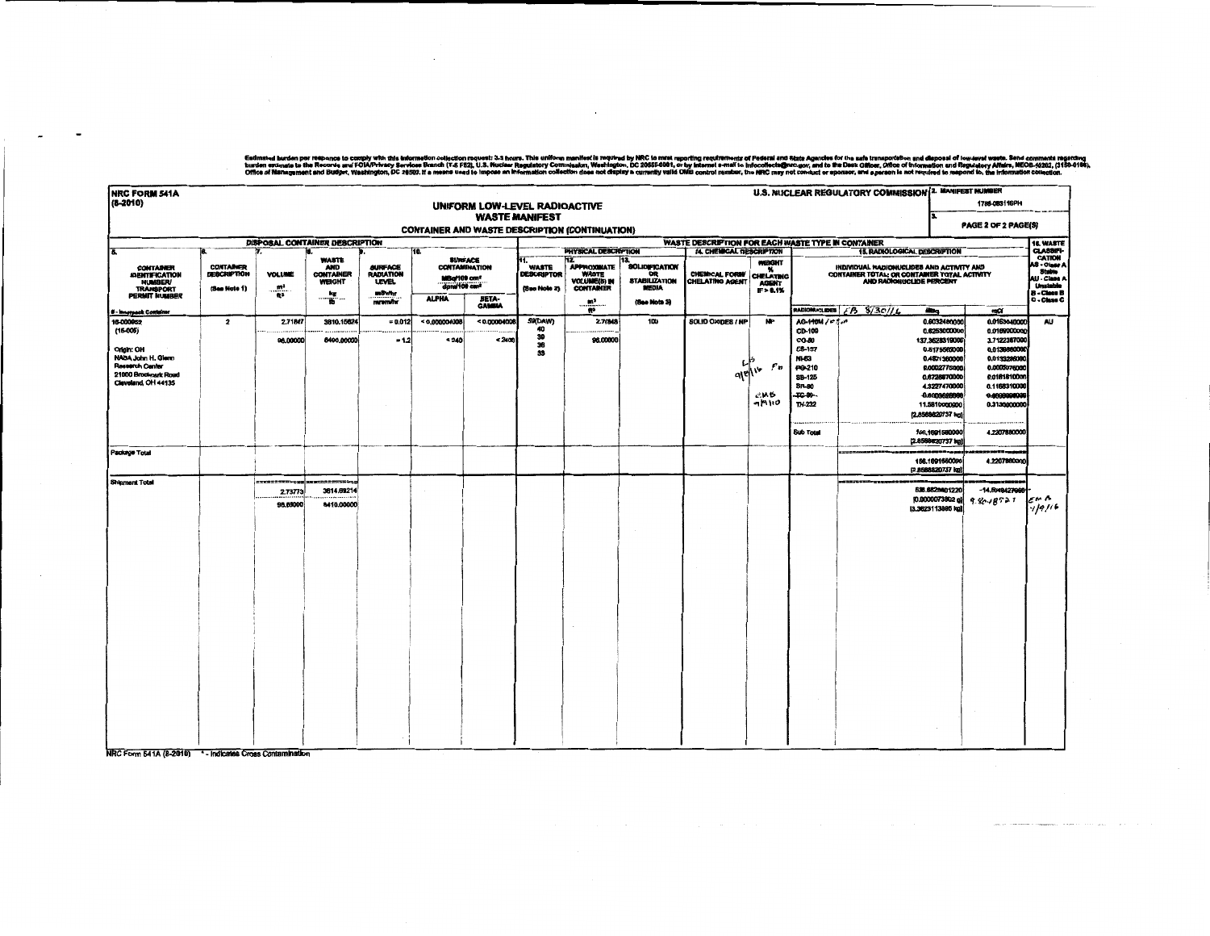Estimated burden per response to comply with this information collection request: 3-3 hours. This uniform manifest is required by NRC to meet reporting requirements of Federal and State Agencies for the safe transportation and disposal of low-level waste. Send comments regarding burden estimate to the Records and FOIA/Privacy Services Branch (T-5 F52), U.S. Nuclear Regulatory Commission, Washington, DC 20555-0001, or by internet e-mail to infocollects@nrc.gov, and to the Desk Officer, Office of Information and Regulatory Affairs, NEOB-10202, (3150-0166), Office of Management and Budget, Washington, DC 20503. If a means used to impose an information collection does not display a currently valid OMB control number, the NRC may not conduct or sponsor, and a person is not required to respond to, the information collection.

**NRC FORM 541A (8-2010)**

**U.S. NUCLEAR REGULATORY COMMISSION**

# UNIFORM LOW-LEVEL RADIOACTIVE WASTE MANIFEST

## CONTAINER AND WASTE DESCRIPTION (CONTINUATION)

2. MANIFEST NUMBER: 1788-083116PH

3. PAGE 2 OF 2 PAGE(S)

| DISPOSAL CONTAINER DESCRIPTION | | | | | | | WASTE DESCRIPTION FOR EACH WASTE TYPE IN CONTAINER | | | | | | | | | 16. WASTE CLASSIFICATION AS - Class A Stable AU - Class A Unstable B - Class B C - Class C |
|---|---|---|---|---|---|---|---|---|---|---|---|---|---|---|---|---|
| | | | | | | | PHYSICAL DESCRIPTION | | | 14. CHEMICAL DESCRIPTION | | 15. RADIOLOGICAL DESCRIPTION | | | | |
| 5. CONTAINER IDENTIFICATION NUMBER/ TRANSPORT PERMIT NUMBER (# - Overpack Container) | 6. CONTAINER DESCRIPTION (See Note 1) | 7. VOLUME m³ / ft³ | 8. WASTE AND CONTAINER WEIGHT kg / lb | 9. SURFACE RADIATION LEVEL mSv/hr / mrem/hr | 10. SURFACE CONTAMINATION MBq/100 cm² / dpm/100 cm² ALPHA | BETA-GAMMA | 11. WASTE DESCRIPTOR (See Note 2) | 12. APPROXIMATE WASTE VOLUME(S) IN CONTAINER m³ / ft³ | 13. SOLIDIFICATION OR STABILIZATION MEDIA (See Note 3) | CHEMICAL FORM/ CHELATING AGENT | WEIGHT % CHELATING AGENT IF > 0.1% | RADIONUCLIDES | INDIVIDUAL RADIONUCLIDES AND ACTIVITY AND CONTAINER TOTAL; OR CONTAINER TOTAL ACTIVITY AND RADIONUCLIDE PERCENT | MBq | mCi | |
| 16-000952 (16-005) Origin: OH NASA John H. Glenn Research Center 21000 Brookpark Road Cleveland, OH 44135 | 2 | 2.71847 / 96.00000 | 3810.15624 / 8400.00000 | = 0.012 / = 1.2 | < 0.00000400 / < 240 | < 0.00004008 / < 2408 | 59(DAW) 40 39 36 33 | 2.71848 / 96.00000 | 100 | SOLID OXIDES / NP | NP | AG-108M; CD-109; CO-60; CS-137; NI-63; PO-210; SB-125; SN-90; TC-99; TH-232 | | 0.6032480000; 0.6253000000; 137.3628310000; 0.5175060000; 0.4931360000; 0.0002775000; 0.6728870000; 4.3227470000; 0.0000000000; 11.5810000000 [2.8568820737 kg] | 0.0163040000; 0.0169000000; 3.7122387000; 0.0139860000; 0.0133280000; 0.0000075000; 0.0181810000; 0.1168310000; 0.0000000000; 0.3130000000 | AU |
| | | | | | | | | | | | | Sub Total | | 156.1691560000 [2.8568820737 kg] | 4.2207880000 | |
| Package Total | | | | | | | | | | | | | | 156.1691560000 [2.8568820737 kg] | 4.2207880000 | |
| Shipment Total | | 2.73773 / 96.68000 | 3814.69214 / 8410.00000 | | | | | | | | | | | 538.6828401220 [0.0000073802 g] [3.3623113895 kg] | ~~14.5648427000~~ 9.8618527 | |

Handwritten annotations: "LB 9/8/16 FA" (NP); "EMB 9/9/16"; "LB 8/30/16" (radionuclides); "AG-108M / LB FA" ; TC-99 line struck; "EMB 9/9/16" (shipment total)

NRC Form 541A (8-2010) * - Indicates Cross Contamination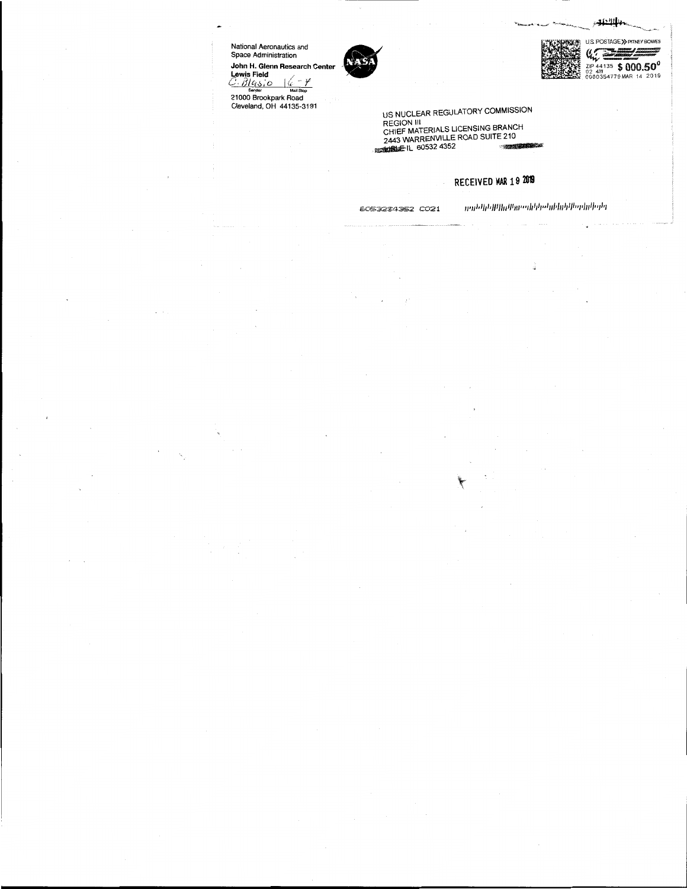National Aeronautics and Space Administration

**John H. Glenn Research Center**
**Lewis Field**

C. Blasio 16-7
Sender Mail Stop

21000 Brookpark Road
Cleveland, OH 44135-3191

U.S. POSTAGE PITNEY BOWES
ZIP 44135 $ 000.50
02 4W
0000354779 MAR 14 2019

US NUCLEAR REGULATORY COMMISSION
REGION III
CHIEF MATERIALS LICENSING BRANCH
2443 WARRENVILLE ROAD SUITE 210
LISLE IL 60532 4352

RECEIVED MAR 19 2019

60532@4352 C021